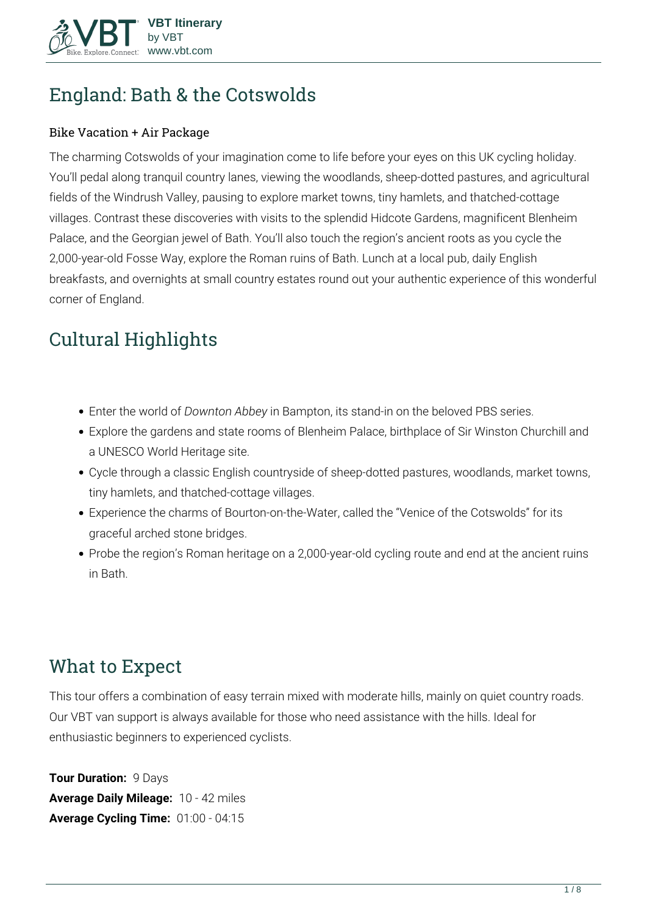# England: Bath & the Cotswolds

Bike Vacation + Air Package

The charming Cotswolds of your imagination come to life before your eyes on this UK cycling holiday. You'll pedal along tranquil country lanes, viewing the woodlands, sheep-dotted pastures, and agricultural fields of the Windrush Valley, pausing to explore market towns, tiny hamlets, and thatched-cottage villages. Contrast these discoveries with visits to the splendid Hidcote Gardens, magnificent Blenheim Palace, and the Georgian jewel of Bath. You'll also touch the region's ancient roots as you cycle the 2,000-year-old Fosse Way, explore the Roman ruins of Bath. Lunch at a local pub, daily English breakfasts, and overnights at small country estates round out your authentic experience of this wonderful corner of England.

## Cultural Highlights

- Enter the world of *Downton Abbey* in Bampton, its stand-in on the beloved PBS series.
- Explore the gardens and state rooms of Blenheim Palace, birthplace of Sir Winston Churchill and a UNESCO World Heritage site.
- Cycle through a classic English countryside of sheep-dotted pastures, woodlands, market towns, tiny hamlets, and thatched-cottage villages.
- Experience the charms of Bourton-on-the-Water, called the "Venice of the Cotswolds" for its graceful arched stone bridges.
- Probe the region's Roman heritage on a 2,000-year-old cycling route and end at the ancient ruins in Bath.

## What to Expect

This tour offers a combination of easy terrain mixed with moderate hills, mainly on quiet country roads. Our VBT van support is always available for those who need assistance with the hills. Ideal for enthusiastic beginners to experienced cyclists.

**Tour Duration:** 9 Days
**Average Daily Mileage:** 10 - 42 miles
**Average Cycling Time:** 01:00 - 04:15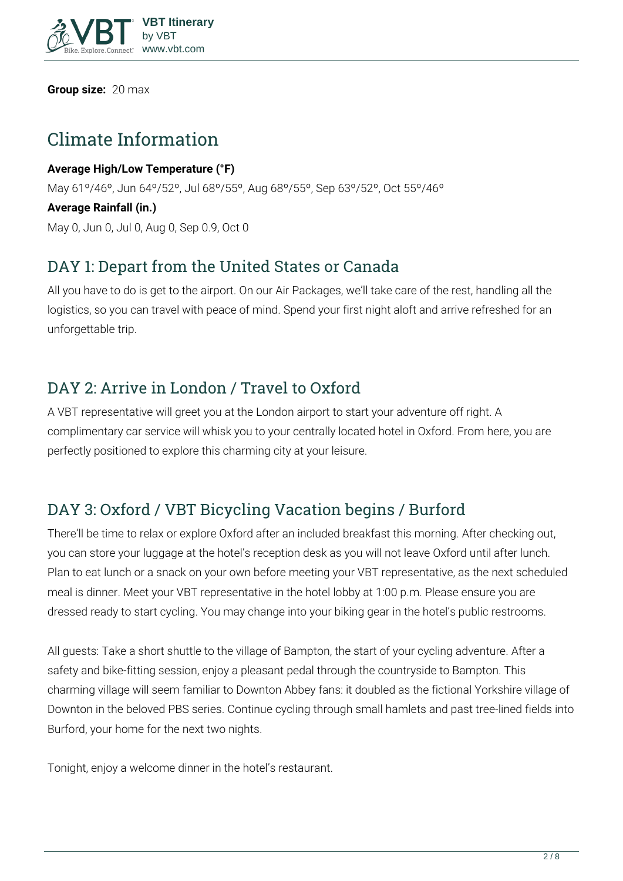**Group size:** 20 max

## Climate Information

**Average High/Low Temperature (°F)**

May 61º/46º, Jun 64º/52º, Jul 68º/55º, Aug 68º/55º, Sep 63º/52º, Oct 55º/46º

**Average Rainfall (in.)**

May 0, Jun 0, Jul 0, Aug 0, Sep 0.9, Oct 0

## DAY 1: Depart from the United States or Canada

All you have to do is get to the airport. On our Air Packages, we'll take care of the rest, handling all the logistics, so you can travel with peace of mind. Spend your first night aloft and arrive refreshed for an unforgettable trip.

## DAY 2: Arrive in London / Travel to Oxford

A VBT representative will greet you at the London airport to start your adventure off right. A complimentary car service will whisk you to your centrally located hotel in Oxford. From here, you are perfectly positioned to explore this charming city at your leisure.

## DAY 3: Oxford / VBT Bicycling Vacation begins / Burford

There'll be time to relax or explore Oxford after an included breakfast this morning. After checking out, you can store your luggage at the hotel's reception desk as you will not leave Oxford until after lunch. Plan to eat lunch or a snack on your own before meeting your VBT representative, as the next scheduled meal is dinner. Meet your VBT representative in the hotel lobby at 1:00 p.m. Please ensure you are dressed ready to start cycling. You may change into your biking gear in the hotel's public restrooms.

All guests: Take a short shuttle to the village of Bampton, the start of your cycling adventure. After a safety and bike-fitting session, enjoy a pleasant pedal through the countryside to Bampton. This charming village will seem familiar to Downton Abbey fans: it doubled as the fictional Yorkshire village of Downton in the beloved PBS series. Continue cycling through small hamlets and past tree-lined fields into Burford, your home for the next two nights.

Tonight, enjoy a welcome dinner in the hotel's restaurant.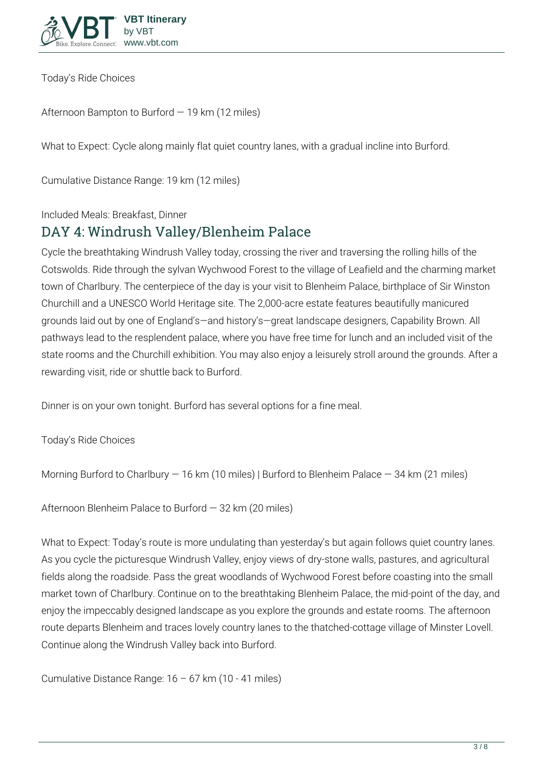Today's Ride Choices

Afternoon Bampton to Burford — 19 km (12 miles)

What to Expect: Cycle along mainly flat quiet country lanes, with a gradual incline into Burford.

Cumulative Distance Range: 19 km (12 miles)

Included Meals: Breakfast, Dinner

## DAY 4: Windrush Valley/Blenheim Palace

Cycle the breathtaking Windrush Valley today, crossing the river and traversing the rolling hills of the Cotswolds. Ride through the sylvan Wychwood Forest to the village of Leafield and the charming market town of Charlbury. The centerpiece of the day is your visit to Blenheim Palace, birthplace of Sir Winston Churchill and a UNESCO World Heritage site. The 2,000-acre estate features beautifully manicured grounds laid out by one of England's—and history's—great landscape designers, Capability Brown. All pathways lead to the resplendent palace, where you have free time for lunch and an included visit of the state rooms and the Churchill exhibition. You may also enjoy a leisurely stroll around the grounds. After a rewarding visit, ride or shuttle back to Burford.

Dinner is on your own tonight. Burford has several options for a fine meal.

Today's Ride Choices

Morning Burford to Charlbury — 16 km (10 miles) | Burford to Blenheim Palace — 34 km (21 miles)

Afternoon Blenheim Palace to Burford — 32 km (20 miles)

What to Expect: Today's route is more undulating than yesterday's but again follows quiet country lanes. As you cycle the picturesque Windrush Valley, enjoy views of dry-stone walls, pastures, and agricultural fields along the roadside. Pass the great woodlands of Wychwood Forest before coasting into the small market town of Charlbury. Continue on to the breathtaking Blenheim Palace, the mid-point of the day, and enjoy the impeccably designed landscape as you explore the grounds and estate rooms. The afternoon route departs Blenheim and traces lovely country lanes to the thatched-cottage village of Minster Lovell. Continue along the Windrush Valley back into Burford.

Cumulative Distance Range: 16 – 67 km (10 - 41 miles)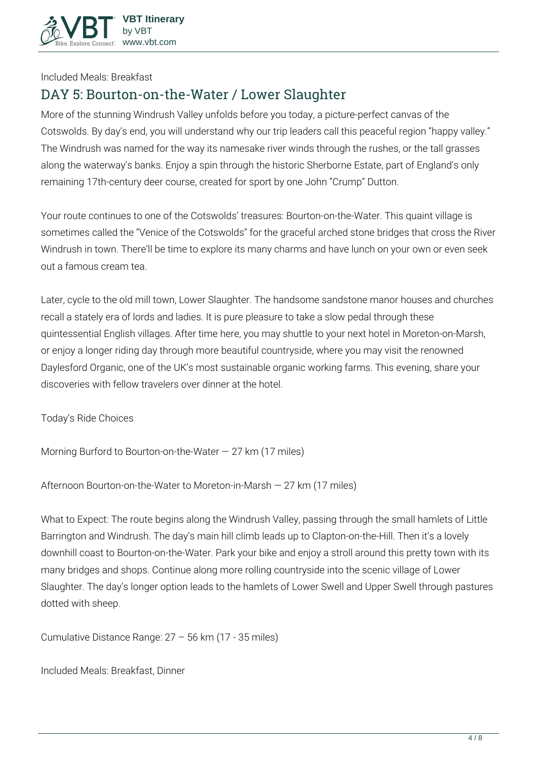Included Meals: Breakfast

## DAY 5: Bourton-on-the-Water / Lower Slaughter

More of the stunning Windrush Valley unfolds before you today, a picture-perfect canvas of the Cotswolds. By day's end, you will understand why our trip leaders call this peaceful region "happy valley." The Windrush was named for the way its namesake river winds through the rushes, or the tall grasses along the waterway's banks. Enjoy a spin through the historic Sherborne Estate, part of England's only remaining 17th-century deer course, created for sport by one John "Crump" Dutton.

Your route continues to one of the Cotswolds' treasures: Bourton-on-the-Water. This quaint village is sometimes called the "Venice of the Cotswolds" for the graceful arched stone bridges that cross the River Windrush in town. There'll be time to explore its many charms and have lunch on your own or even seek out a famous cream tea.

Later, cycle to the old mill town, Lower Slaughter. The handsome sandstone manor houses and churches recall a stately era of lords and ladies. It is pure pleasure to take a slow pedal through these quintessential English villages. After time here, you may shuttle to your next hotel in Moreton-on-Marsh, or enjoy a longer riding day through more beautiful countryside, where you may visit the renowned Daylesford Organic, one of the UK's most sustainable organic working farms. This evening, share your discoveries with fellow travelers over dinner at the hotel.

Today's Ride Choices

Morning Burford to Bourton-on-the-Water — 27 km (17 miles)

Afternoon Bourton-on-the-Water to Moreton-in-Marsh — 27 km (17 miles)

What to Expect: The route begins along the Windrush Valley, passing through the small hamlets of Little Barrington and Windrush. The day's main hill climb leads up to Clapton-on-the-Hill. Then it's a lovely downhill coast to Bourton-on-the-Water. Park your bike and enjoy a stroll around this pretty town with its many bridges and shops. Continue along more rolling countryside into the scenic village of Lower Slaughter. The day's longer option leads to the hamlets of Lower Swell and Upper Swell through pastures dotted with sheep.

Cumulative Distance Range: 27 – 56 km (17 - 35 miles)

Included Meals: Breakfast, Dinner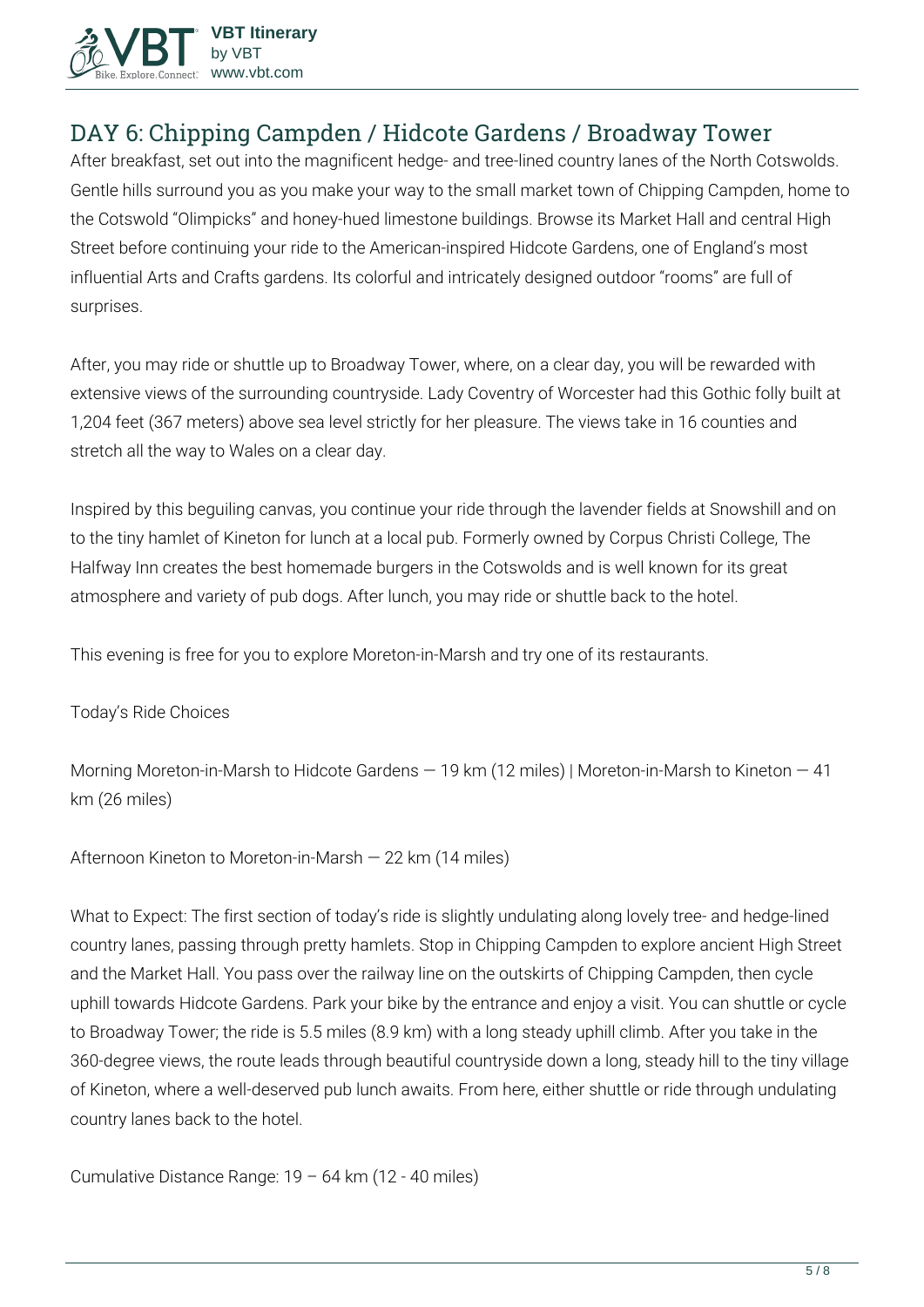## DAY 6: Chipping Campden / Hidcote Gardens / Broadway Tower

After breakfast, set out into the magnificent hedge- and tree-lined country lanes of the North Cotswolds. Gentle hills surround you as you make your way to the small market town of Chipping Campden, home to the Cotswold "Olimpicks" and honey-hued limestone buildings. Browse its Market Hall and central High Street before continuing your ride to the American-inspired Hidcote Gardens, one of England's most influential Arts and Crafts gardens. Its colorful and intricately designed outdoor "rooms" are full of surprises.

After, you may ride or shuttle up to Broadway Tower, where, on a clear day, you will be rewarded with extensive views of the surrounding countryside. Lady Coventry of Worcester had this Gothic folly built at 1,204 feet (367 meters) above sea level strictly for her pleasure. The views take in 16 counties and stretch all the way to Wales on a clear day.

Inspired by this beguiling canvas, you continue your ride through the lavender fields at Snowshill and on to the tiny hamlet of Kineton for lunch at a local pub. Formerly owned by Corpus Christi College, The Halfway Inn creates the best homemade burgers in the Cotswolds and is well known for its great atmosphere and variety of pub dogs. After lunch, you may ride or shuttle back to the hotel.

This evening is free for you to explore Moreton-in-Marsh and try one of its restaurants.

Today's Ride Choices

Morning Moreton-in-Marsh to Hidcote Gardens — 19 km (12 miles) | Moreton-in-Marsh to Kineton — 41 km (26 miles)

Afternoon Kineton to Moreton-in-Marsh — 22 km (14 miles)

What to Expect: The first section of today's ride is slightly undulating along lovely tree- and hedge-lined country lanes, passing through pretty hamlets. Stop in Chipping Campden to explore ancient High Street and the Market Hall. You pass over the railway line on the outskirts of Chipping Campden, then cycle uphill towards Hidcote Gardens. Park your bike by the entrance and enjoy a visit. You can shuttle or cycle to Broadway Tower; the ride is 5.5 miles (8.9 km) with a long steady uphill climb. After you take in the 360-degree views, the route leads through beautiful countryside down a long, steady hill to the tiny village of Kineton, where a well-deserved pub lunch awaits. From here, either shuttle or ride through undulating country lanes back to the hotel.

Cumulative Distance Range: 19 – 64 km (12 - 40 miles)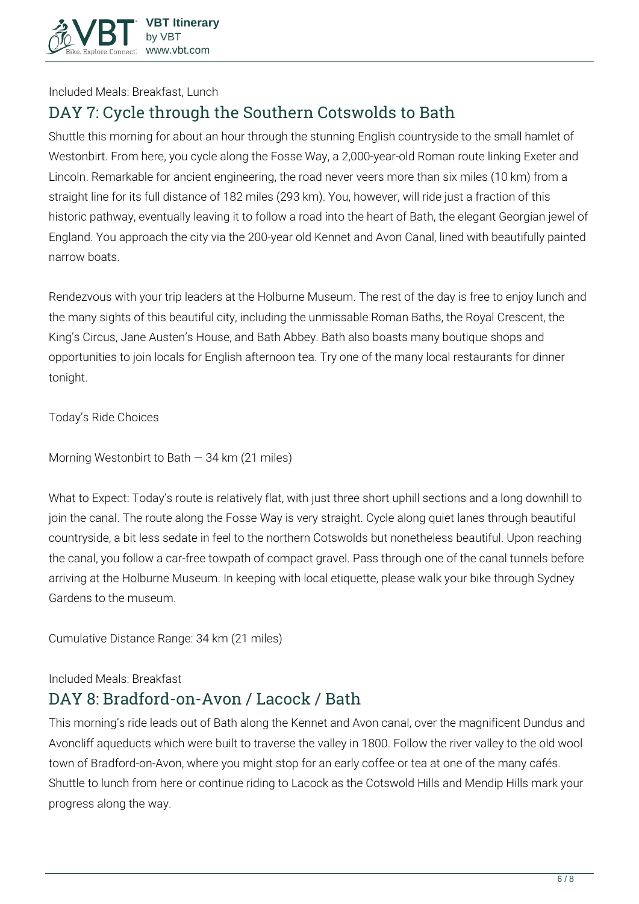Included Meals: Breakfast, Lunch

## DAY 7: Cycle through the Southern Cotswolds to Bath

Shuttle this morning for about an hour through the stunning English countryside to the small hamlet of Westonbirt. From here, you cycle along the Fosse Way, a 2,000-year-old Roman route linking Exeter and Lincoln. Remarkable for ancient engineering, the road never veers more than six miles (10 km) from a straight line for its full distance of 182 miles (293 km). You, however, will ride just a fraction of this historic pathway, eventually leaving it to follow a road into the heart of Bath, the elegant Georgian jewel of England. You approach the city via the 200-year old Kennet and Avon Canal, lined with beautifully painted narrow boats.

Rendezvous with your trip leaders at the Holburne Museum. The rest of the day is free to enjoy lunch and the many sights of this beautiful city, including the unmissable Roman Baths, the Royal Crescent, the King's Circus, Jane Austen's House, and Bath Abbey. Bath also boasts many boutique shops and opportunities to join locals for English afternoon tea. Try one of the many local restaurants for dinner tonight.

Today's Ride Choices

Morning Westonbirt to Bath — 34 km (21 miles)

What to Expect: Today's route is relatively flat, with just three short uphill sections and a long downhill to join the canal. The route along the Fosse Way is very straight. Cycle along quiet lanes through beautiful countryside, a bit less sedate in feel to the northern Cotswolds but nonetheless beautiful. Upon reaching the canal, you follow a car-free towpath of compact gravel. Pass through one of the canal tunnels before arriving at the Holburne Museum. In keeping with local etiquette, please walk your bike through Sydney Gardens to the museum.

Cumulative Distance Range: 34 km (21 miles)

Included Meals: Breakfast

## DAY 8: Bradford-on-Avon / Lacock / Bath

This morning's ride leads out of Bath along the Kennet and Avon canal, over the magnificent Dundus and Avoncliff aqueducts which were built to traverse the valley in 1800. Follow the river valley to the old wool town of Bradford-on-Avon, where you might stop for an early coffee or tea at one of the many cafés. Shuttle to lunch from here or continue riding to Lacock as the Cotswold Hills and Mendip Hills mark your progress along the way.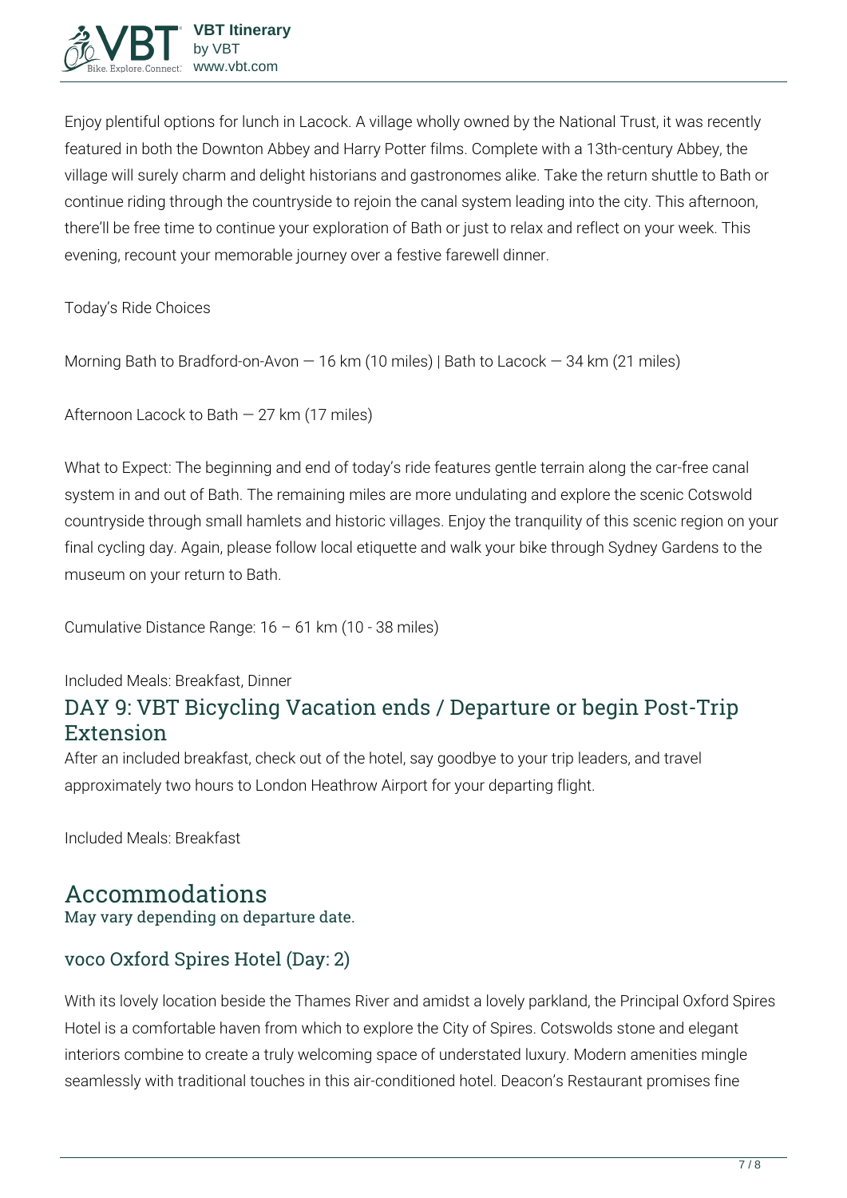Enjoy plentiful options for lunch in Lacock. A village wholly owned by the National Trust, it was recently featured in both the Downton Abbey and Harry Potter films. Complete with a 13th-century Abbey, the village will surely charm and delight historians and gastronomes alike. Take the return shuttle to Bath or continue riding through the countryside to rejoin the canal system leading into the city. This afternoon, there'll be free time to continue your exploration of Bath or just to relax and reflect on your week. This evening, recount your memorable journey over a festive farewell dinner.

Today's Ride Choices

Morning Bath to Bradford-on-Avon — 16 km (10 miles) | Bath to Lacock — 34 km (21 miles)

Afternoon Lacock to Bath — 27 km (17 miles)

What to Expect: The beginning and end of today's ride features gentle terrain along the car-free canal system in and out of Bath. The remaining miles are more undulating and explore the scenic Cotswold countryside through small hamlets and historic villages. Enjoy the tranquility of this scenic region on your final cycling day. Again, please follow local etiquette and walk your bike through Sydney Gardens to the museum on your return to Bath.

Cumulative Distance Range: 16 – 61 km (10 - 38 miles)

Included Meals: Breakfast, Dinner

## DAY 9: VBT Bicycling Vacation ends / Departure or begin Post-Trip Extension

After an included breakfast, check out of the hotel, say goodbye to your trip leaders, and travel approximately two hours to London Heathrow Airport for your departing flight.

Included Meals: Breakfast

# Accommodations

May vary depending on departure date.

## voco Oxford Spires Hotel (Day: 2)

With its lovely location beside the Thames River and amidst a lovely parkland, the Principal Oxford Spires Hotel is a comfortable haven from which to explore the City of Spires. Cotswolds stone and elegant interiors combine to create a truly welcoming space of understated luxury. Modern amenities mingle seamlessly with traditional touches in this air-conditioned hotel. Deacon's Restaurant promises fine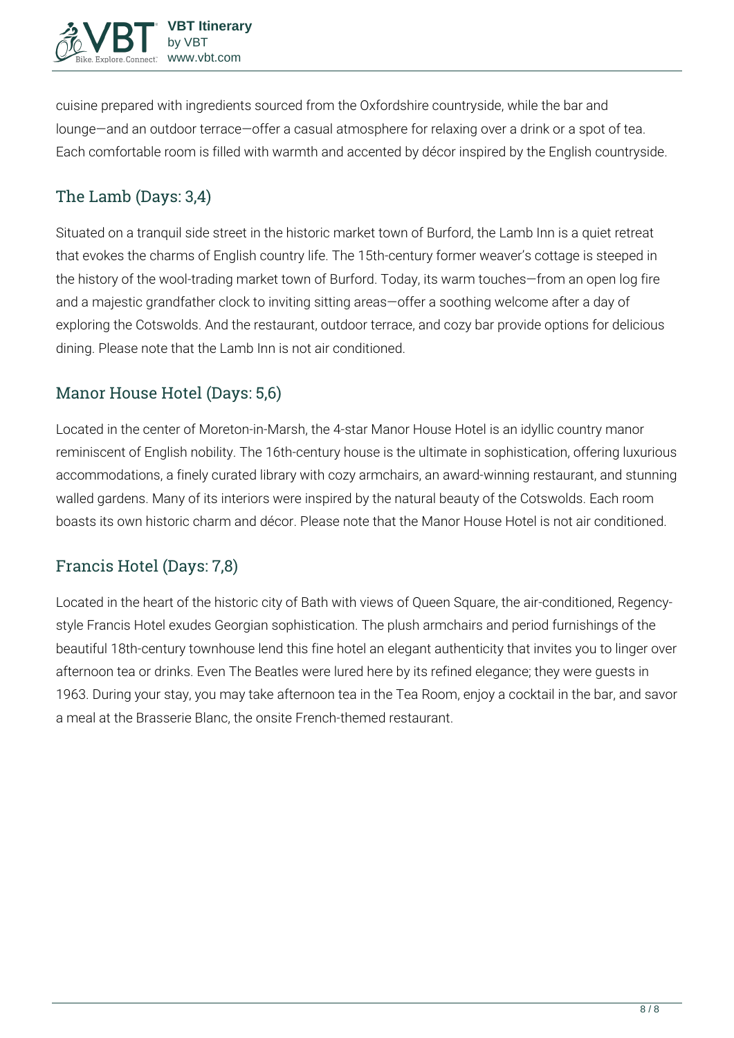cuisine prepared with ingredients sourced from the Oxfordshire countryside, while the bar and lounge—and an outdoor terrace—offer a casual atmosphere for relaxing over a drink or a spot of tea. Each comfortable room is filled with warmth and accented by décor inspired by the English countryside.

## The Lamb (Days: 3,4)

Situated on a tranquil side street in the historic market town of Burford, the Lamb Inn is a quiet retreat that evokes the charms of English country life. The 15th-century former weaver's cottage is steeped in the history of the wool-trading market town of Burford. Today, its warm touches—from an open log fire and a majestic grandfather clock to inviting sitting areas—offer a soothing welcome after a day of exploring the Cotswolds. And the restaurant, outdoor terrace, and cozy bar provide options for delicious dining. Please note that the Lamb Inn is not air conditioned.

## Manor House Hotel (Days: 5,6)

Located in the center of Moreton-in-Marsh, the 4-star Manor House Hotel is an idyllic country manor reminiscent of English nobility. The 16th-century house is the ultimate in sophistication, offering luxurious accommodations, a finely curated library with cozy armchairs, an award-winning restaurant, and stunning walled gardens. Many of its interiors were inspired by the natural beauty of the Cotswolds. Each room boasts its own historic charm and décor. Please note that the Manor House Hotel is not air conditioned.

## Francis Hotel (Days: 7,8)

Located in the heart of the historic city of Bath with views of Queen Square, the air-conditioned, Regency-style Francis Hotel exudes Georgian sophistication. The plush armchairs and period furnishings of the beautiful 18th-century townhouse lend this fine hotel an elegant authenticity that invites you to linger over afternoon tea or drinks. Even The Beatles were lured here by its refined elegance; they were guests in 1963. During your stay, you may take afternoon tea in the Tea Room, enjoy a cocktail in the bar, and savor a meal at the Brasserie Blanc, the onsite French-themed restaurant.